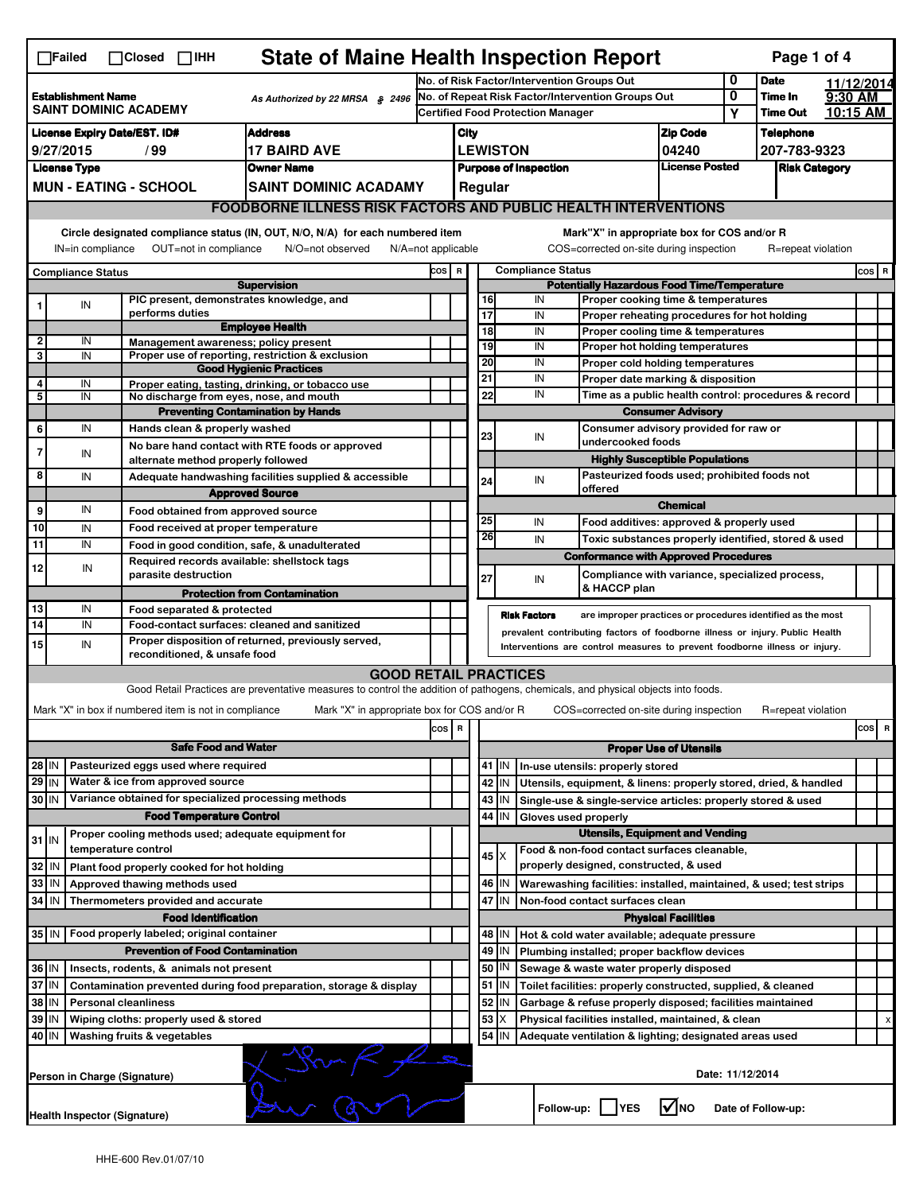☐Failed ☐Closed ☐IHH

# State of Maine Health Inspection Report

| Establishment Name | As Authorized by 22 MRSA § 2496 | No. of Risk Factor/Intervention Groups Out | 0 | Date | 11/12/2014 |
|---|---|---|---|---|---|
| SAINT DOMINIC ACADEMY | | No. of Repeat Risk Factor/Intervention Groups Out | 0 | Time In | 9:30 AM |
| | | Certified Food Protection Manager | Y | Time Out | 10:15 AM |

| License Expiry Date/EST. ID# | Address | City | Zip Code | Telephone |
|---|---|---|---|---|
| 9/27/2015 / 99 | 17 BAIRD AVE | LEWISTON | 04240 | 207-783-9323 |

| License Type | Owner Name | Purpose of Inspection | License Posted | Risk Category |
|---|---|---|---|---|
| MUN - EATING - SCHOOL | SAINT DOMINIC ACADAMY | Regular | | |

## FOODBORNE ILLNESS RISK FACTORS AND PUBLIC HEALTH INTERVENTIONS

Circle designated compliance status (IN, OUT, N/O, N/A) for each numbered item
IN=in compliance OUT=not in compliance N/O=not observed N/A=not applicable

Mark"X" in appropriate box for COS and/or R
COS=corrected on-site during inspection R=repeat violation

| # | Compliance Status | Item | COS | R |
|---|---|---|---|---|
| | | **Supervision** | | |
| 1 | IN | PIC present, demonstrates knowledge, and performs duties | | |
| | | **Employee Health** | | |
| 2 | IN | Management awareness; policy present | | |
| 3 | IN | Proper use of reporting, restriction & exclusion | | |
| | | **Good Hygienic Practices** | | |
| 4 | IN | Proper eating, tasting, drinking, or tobacco use | | |
| 5 | IN | No discharge from eyes, nose, and mouth | | |
| | | **Preventing Contamination by Hands** | | |
| 6 | IN | Hands clean & properly washed | | |
| 7 | IN | No bare hand contact with RTE foods or approved alternate method properly followed | | |
| 8 | IN | Adequate handwashing facilities supplied & accessible | | |
| | | **Approved Source** | | |
| 9 | IN | Food obtained from approved source | | |
| 10 | IN | Food received at proper temperature | | |
| 11 | IN | Food in good condition, safe, & unadulterated | | |
| 12 | IN | Required records available: shellstock tags parasite destruction | | |
| | | **Protection from Contamination** | | |
| 13 | IN | Food separated & protected | | |
| 14 | IN | Food-contact surfaces: cleaned and sanitized | | |
| 15 | IN | Proper disposition of returned, previously served, reconditioned, & unsafe food | | |
| | | **Potentially Hazardous Food Time/Temperature** | | |
| 16 | IN | Proper cooking time & temperatures | | |
| 17 | IN | Proper reheating procedures for hot holding | | |
| 18 | IN | Proper cooling time & temperatures | | |
| 19 | IN | Proper hot holding temperatures | | |
| 20 | IN | Proper cold holding temperatures | | |
| 21 | IN | Proper date marking & disposition | | |
| 22 | IN | Time as a public health control: procedures & record | | |
| | | **Consumer Advisory** | | |
| 23 | IN | Consumer advisory provided for raw or undercooked foods | | |
| | | **Highly Susceptible Populations** | | |
| 24 | IN | Pasteurized foods used; prohibited foods not offered | | |
| | | **Chemical** | | |
| 25 | IN | Food additives: approved & properly used | | |
| 26 | IN | Toxic substances properly identified, stored & used | | |
| | | **Conformance with Approved Procedures** | | |
| 27 | IN | Compliance with variance, specialized process, & HACCP plan | | |

**Risk Factors** are improper practices or procedures identified as the most prevalent contributing factors of foodborne illness or injury. Public Health Interventions are control measures to prevent foodborne illness or injury.

## GOOD RETAIL PRACTICES

Good Retail Practices are preventative measures to control the addition of pathogens, chemicals, and physical objects into foods.

Mark "X" in box if numbered item is not in compliance Mark "X" in appropriate box for COS and/or R COS=corrected on-site during inspection R=repeat violation

| # | Status | Item | COS | R |
|---|---|---|---|---|
| | | **Safe Food and Water** | | |
| 28 | IN | Pasteurized eggs used where required | | |
| 29 | IN | Water & ice from approved source | | |
| 30 | IN | Variance obtained for specialized processing methods | | |
| | | **Food Temperature Control** | | |
| 31 | IN | Proper cooling methods used; adequate equipment for temperature control | | |
| 32 | IN | Plant food properly cooked for hot holding | | |
| 33 | IN | Approved thawing methods used | | |
| 34 | IN | Thermometers provided and accurate | | |
| | | **Food Identification** | | |
| 35 | IN | Food properly labeled; original container | | |
| | | **Prevention of Food Contamination** | | |
| 36 | IN | Insects, rodents, & animals not present | | |
| 37 | IN | Contamination prevented during food preparation, storage & display | | |
| 38 | IN | Personal cleanliness | | |
| 39 | IN | Wiping cloths: properly used & stored | | |
| 40 | IN | Washing fruits & vegetables | | |
| | | **Proper Use of Utensils** | | |
| 41 | IN | In-use utensils: properly stored | | |
| 42 | IN | Utensils, equipment, & linens: properly stored, dried, & handled | | |
| 43 | IN | Single-use & single-service articles: properly stored & used | | |
| 44 | IN | Gloves used properly | | |
| | | **Utensils, Equipment and Vending** | | |
| 45 | X | Food & non-food contact surfaces cleanable, properly designed, constructed, & used | | |
| 46 | IN | Warewashing facilities: installed, maintained, & used; test strips | | |
| 47 | IN | Non-food contact surfaces clean | | |
| | | **Physical Facilities** | | |
| 48 | IN | Hot & cold water available; adequate pressure | | |
| 49 | IN | Plumbing installed; proper backflow devices | | |
| 50 | IN | Sewage & waste water properly disposed | | |
| 51 | IN | Toilet facilities: properly constructed, supplied, & cleaned | | |
| 52 | IN | Garbage & refuse properly disposed; facilities maintained | | |
| 53 | X | Physical facilities installed, maintained, & clean | | x |
| 54 | IN | Adequate ventilation & lighting; designated areas used | | |

Person in Charge (Signature) Date: 11/12/2014

Health Inspector (Signature) Follow-up: ☐ YES ☑ NO Date of Follow-up:

HHE-600 Rev.01/07/10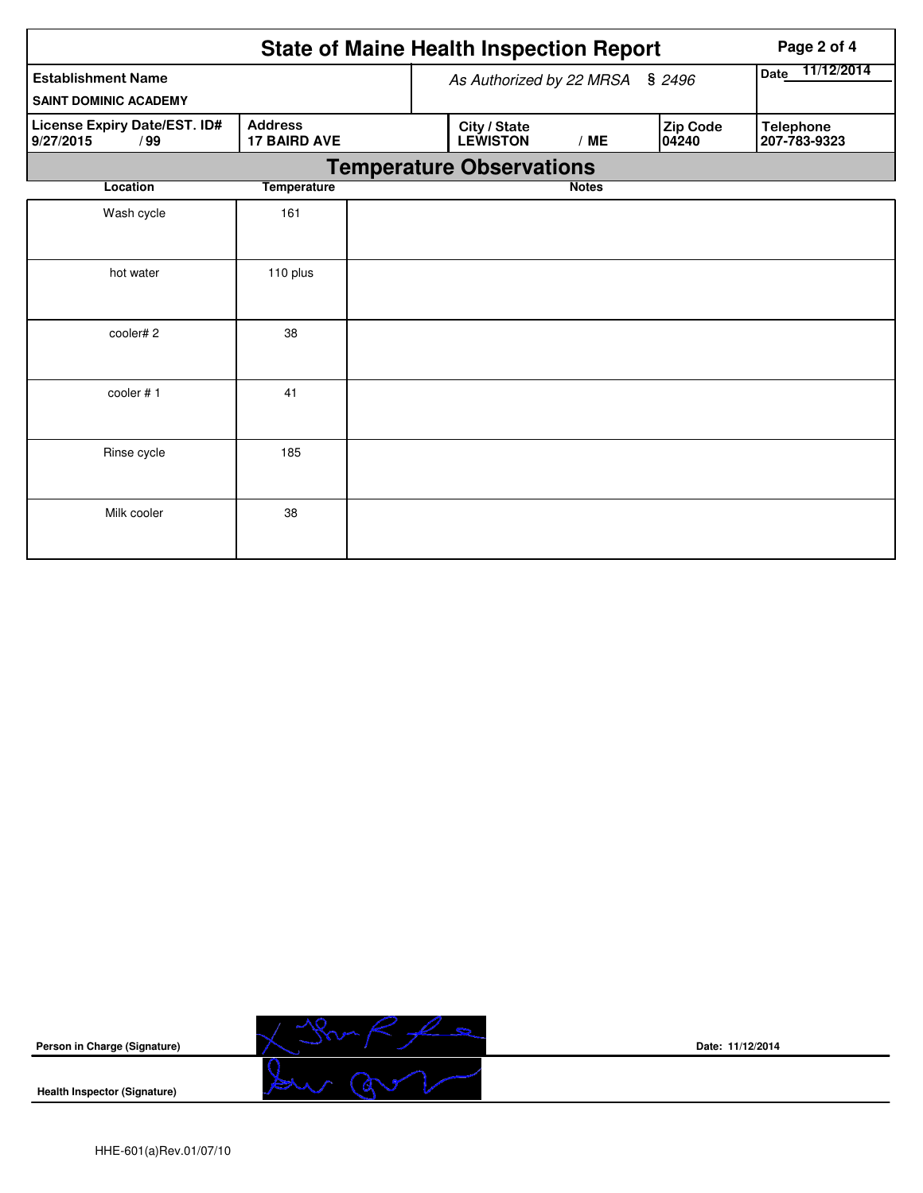# State of Maine Health Inspection Report

| Establishment Name | As Authorized by 22 MRSA § 2496 | | | Date 11/12/2014 |
|---|---|---|---|---|
| SAINT DOMINIC ACADEMY | | | | |
| **License Expiry Date/EST. ID#** | **Address** | **City / State** | **Zip Code** | **Telephone** |
| 9/27/2015 / 99 | 17 BAIRD AVE | LEWISTON / ME | 04240 | 207-783-9323 |

## Temperature Observations

| Location | Temperature | Notes |
|---|---|---|
| Wash cycle | 161 | |
| hot water | 110 plus | |
| cooler# 2 | 38 | |
| cooler # 1 | 41 | |
| Rinse cycle | 185 | |
| Milk cooler | 38 | |

**Person in Charge (Signature)** ____________ **Date: 11/12/2014**

**Health Inspector (Signature)** ____________

HHE-601(a)Rev.01/07/10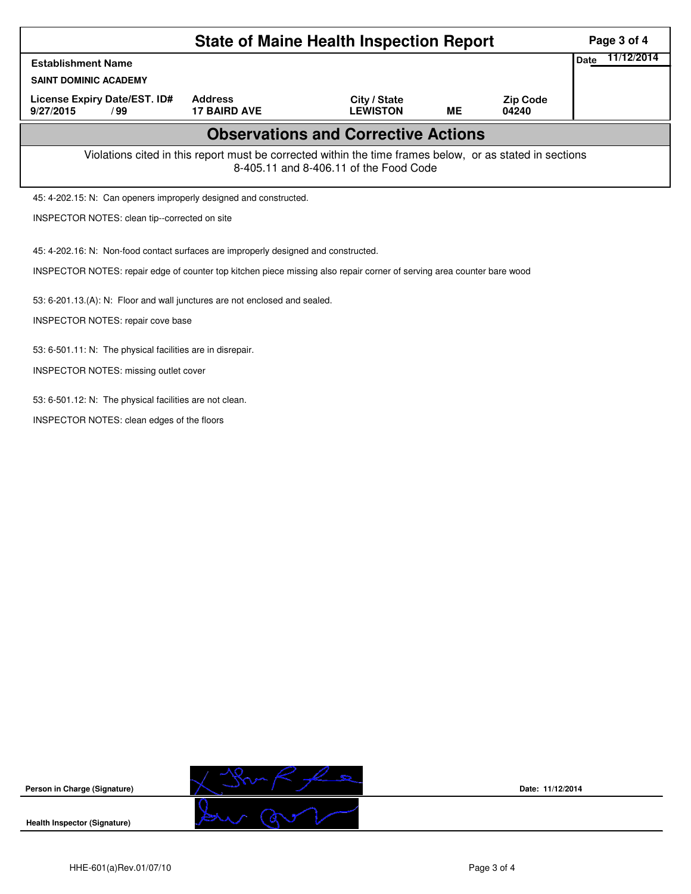# State of Maine Health Inspection Report

| Establishment Name | | | | | Date 11/12/2014 |
|---|---|---|---|---|---|
| SAINT DOMINIC ACADEMY | | | | | |
| License Expiry Date/EST. ID# | Address | City / State | | Zip Code | |
| 9/27/2015 / 99 | 17 BAIRD AVE | LEWISTON | ME | 04240 | |

## Observations and Corrective Actions

Violations cited in this report must be corrected within the time frames below, or as stated in sections 8-405.11 and 8-406.11 of the Food Code

45: 4-202.15: N: Can openers improperly designed and constructed.

INSPECTOR NOTES: clean tip--corrected on site

45: 4-202.16: N: Non-food contact surfaces are improperly designed and constructed.

INSPECTOR NOTES: repair edge of counter top kitchen piece missing also repair corner of serving area counter bare wood

53: 6-201.13.(A): N: Floor and wall junctures are not enclosed and sealed.

INSPECTOR NOTES: repair cove base

53: 6-501.11: N: The physical facilities are in disrepair.

INSPECTOR NOTES: missing outlet cover

53: 6-501.12: N: The physical facilities are not clean.

INSPECTOR NOTES: clean edges of the floors

Person in Charge (Signature)

Date: 11/12/2014

Health Inspector (Signature)

HHE-601(a)Rev.01/07/10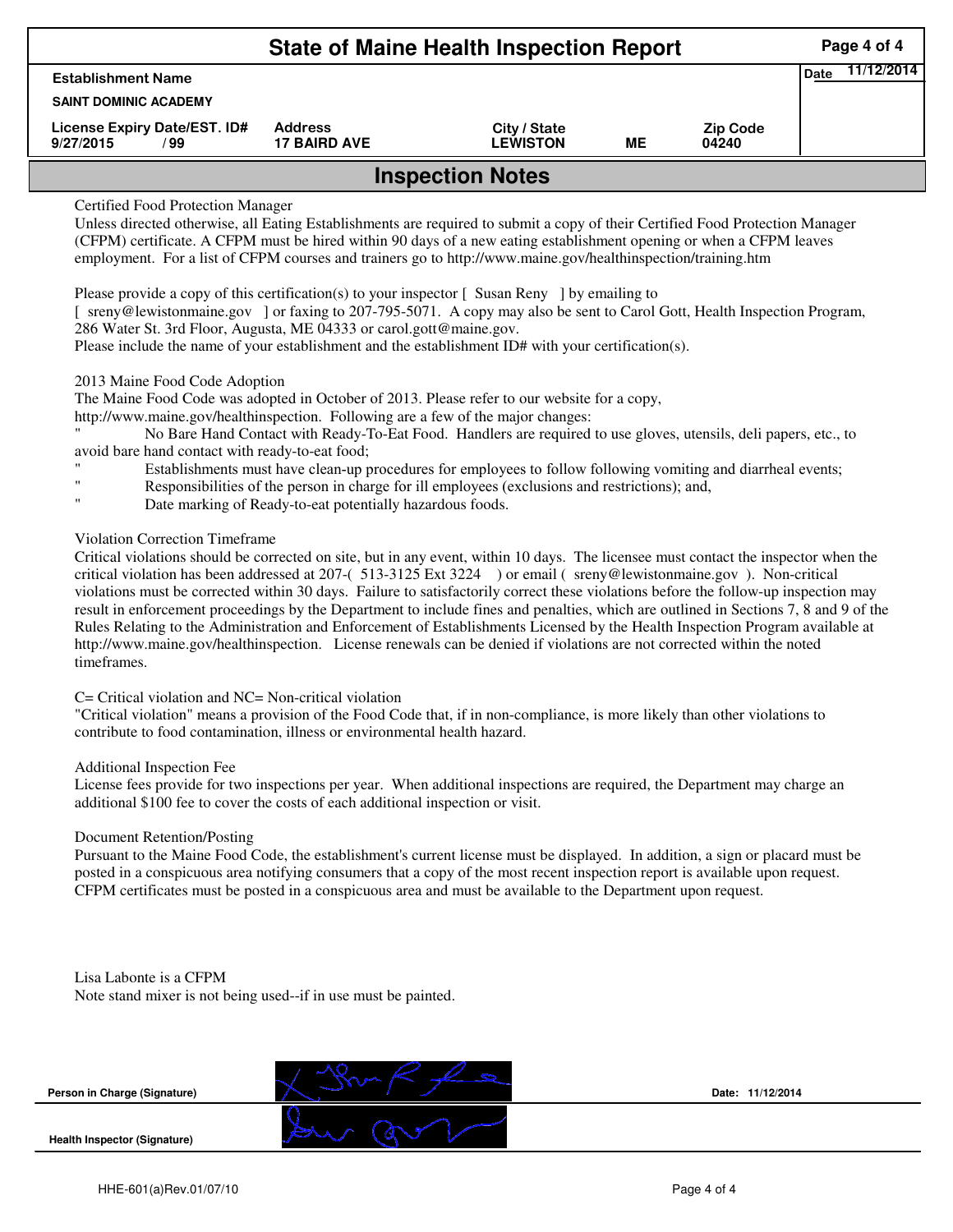# State of Maine Health Inspection Report

| Establishment Name | | | | | Date 11/12/2014 |
|---|---|---|---|---|---|
| SAINT DOMINIC ACADEMY | | | | | |
| License Expiry Date/EST. ID# | Address | City / State | | Zip Code | |
| 9/27/2015 / 99 | 17 BAIRD AVE | LEWISTON | ME | 04240 | |

## Inspection Notes

Certified Food Protection Manager
Unless directed otherwise, all Eating Establishments are required to submit a copy of their Certified Food Protection Manager (CFPM) certificate. A CFPM must be hired within 90 days of a new eating establishment opening or when a CFPM leaves employment. For a list of CFPM courses and trainers go to http://www.maine.gov/healthinspection/training.htm

Please provide a copy of this certification(s) to your inspector [ Susan Reny ] by emailing to [ sreny@lewistonmaine.gov ] or faxing to 207-795-5071. A copy may also be sent to Carol Gott, Health Inspection Program, 286 Water St. 3rd Floor, Augusta, ME 04333 or carol.gott@maine.gov.
Please include the name of your establishment and the establishment ID# with your certification(s).

2013 Maine Food Code Adoption
The Maine Food Code was adopted in October of 2013. Please refer to our website for a copy, http://www.maine.gov/healthinspection. Following are a few of the major changes:
" No Bare Hand Contact with Ready-To-Eat Food. Handlers are required to use gloves, utensils, deli papers, etc., to avoid bare hand contact with ready-to-eat food;
" Establishments must have clean-up procedures for employees to follow following vomiting and diarrheal events;
" Responsibilities of the person in charge for ill employees (exclusions and restrictions); and,
" Date marking of Ready-to-eat potentially hazardous foods.

Violation Correction Timeframe
Critical violations should be corrected on site, but in any event, within 10 days. The licensee must contact the inspector when the critical violation has been addressed at 207-( 513-3125 Ext 3224 ) or email ( sreny@lewistonmaine.gov ). Non-critical violations must be corrected within 30 days. Failure to satisfactorily correct these violations before the follow-up inspection may result in enforcement proceedings by the Department to include fines and penalties, which are outlined in Sections 7, 8 and 9 of the Rules Relating to the Administration and Enforcement of Establishments Licensed by the Health Inspection Program available at http://www.maine.gov/healthinspection. License renewals can be denied if violations are not corrected within the noted timeframes.

C= Critical violation and NC= Non-critical violation
"Critical violation" means a provision of the Food Code that, if in non-compliance, is more likely than other violations to contribute to food contamination, illness or environmental health hazard.

Additional Inspection Fee
License fees provide for two inspections per year. When additional inspections are required, the Department may charge an additional $100 fee to cover the costs of each additional inspection or visit.

Document Retention/Posting
Pursuant to the Maine Food Code, the establishment's current license must be displayed. In addition, a sign or placard must be posted in a conspicuous area notifying consumers that a copy of the most recent inspection report is available upon request. CFPM certificates must be posted in a conspicuous area and must be available to the Department upon request.

Lisa Labonte is a CFPM
Note stand mixer is not being used--if in use must be painted.

Person in Charge (Signature) — Date: 11/12/2014

Health Inspector (Signature)

HHE-601(a)Rev.01/07/10